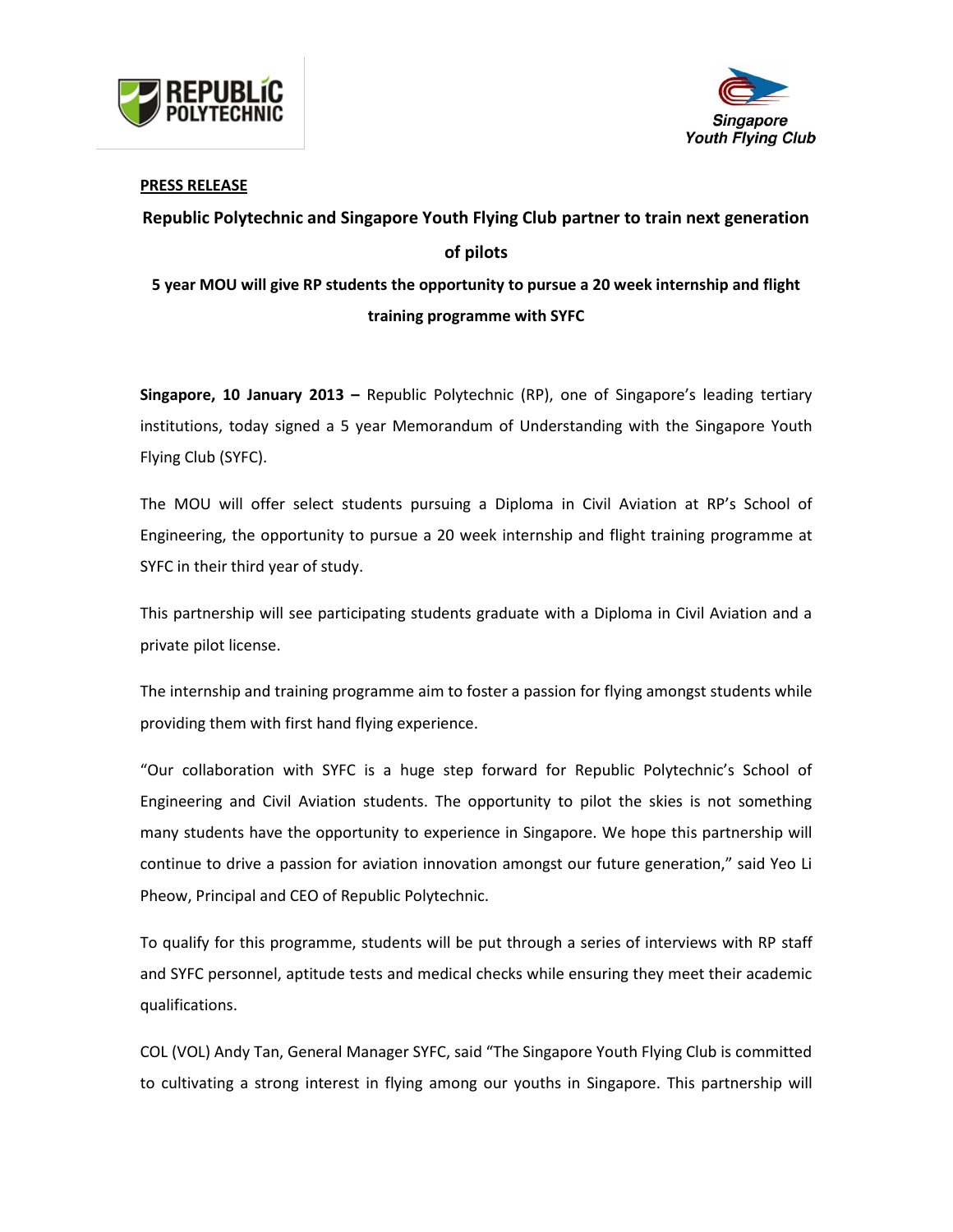**PRESS RELEASE**

# Republic Polytechnic and Singapore Youth Flying Club partner to train next generation of pilots

## 5 year MOU will give RP students the opportunity to pursue a 20 week internship and flight training programme with SYFC

**Singapore, 10 January 2013 –** Republic Polytechnic (RP), one of Singapore's leading tertiary institutions, today signed a 5 year Memorandum of Understanding with the Singapore Youth Flying Club (SYFC).

The MOU will offer select students pursuing a Diploma in Civil Aviation at RP's School of Engineering, the opportunity to pursue a 20 week internship and flight training programme at SYFC in their third year of study.

This partnership will see participating students graduate with a Diploma in Civil Aviation and a private pilot license.

The internship and training programme aim to foster a passion for flying amongst students while providing them with first hand flying experience.

"Our collaboration with SYFC is a huge step forward for Republic Polytechnic's School of Engineering and Civil Aviation students. The opportunity to pilot the skies is not something many students have the opportunity to experience in Singapore. We hope this partnership will continue to drive a passion for aviation innovation amongst our future generation," said Yeo Li Pheow, Principal and CEO of Republic Polytechnic.

To qualify for this programme, students will be put through a series of interviews with RP staff and SYFC personnel, aptitude tests and medical checks while ensuring they meet their academic qualifications.

COL (VOL) Andy Tan, General Manager SYFC, said "The Singapore Youth Flying Club is committed to cultivating a strong interest in flying among our youths in Singapore. This partnership will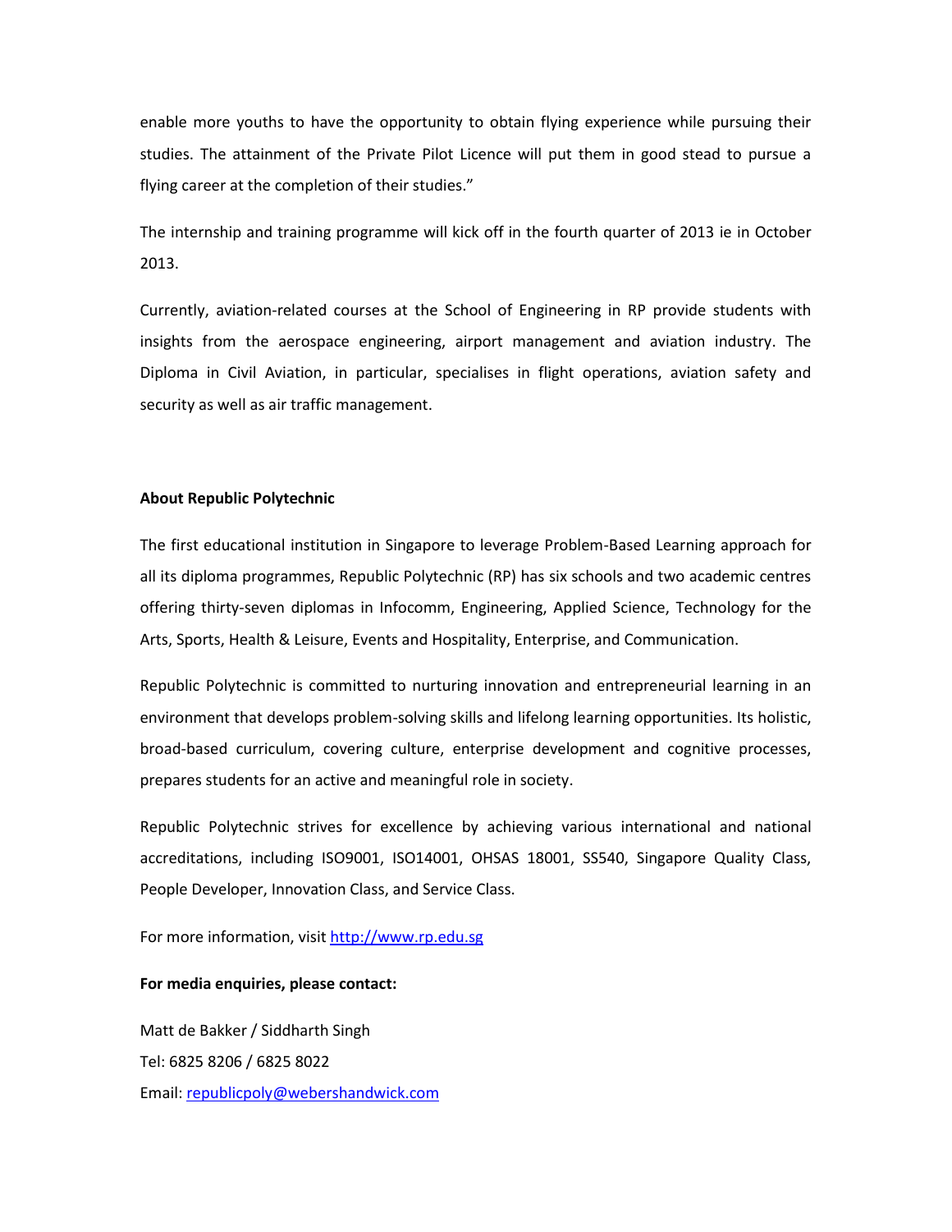enable more youths to have the opportunity to obtain flying experience while pursuing their studies. The attainment of the Private Pilot Licence will put them in good stead to pursue a flying career at the completion of their studies."

The internship and training programme will kick off in the fourth quarter of 2013 ie in October 2013.

Currently, aviation-related courses at the School of Engineering in RP provide students with insights from the aerospace engineering, airport management and aviation industry. The Diploma in Civil Aviation, in particular, specialises in flight operations, aviation safety and security as well as air traffic management.

**About Republic Polytechnic**

The first educational institution in Singapore to leverage Problem-Based Learning approach for all its diploma programmes, Republic Polytechnic (RP) has six schools and two academic centres offering thirty-seven diplomas in Infocomm, Engineering, Applied Science, Technology for the Arts, Sports, Health & Leisure, Events and Hospitality, Enterprise, and Communication.

Republic Polytechnic is committed to nurturing innovation and entrepreneurial learning in an environment that develops problem-solving skills and lifelong learning opportunities. Its holistic, broad-based curriculum, covering culture, enterprise development and cognitive processes, prepares students for an active and meaningful role in society.

Republic Polytechnic strives for excellence by achieving various international and national accreditations, including ISO9001, ISO14001, OHSAS 18001, SS540, Singapore Quality Class, People Developer, Innovation Class, and Service Class.

For more information, visit http://www.rp.edu.sg

**For media enquiries, please contact:**

Matt de Bakker / Siddharth Singh
Tel: 6825 8206 / 6825 8022
Email: republicpoly@webershandwick.com